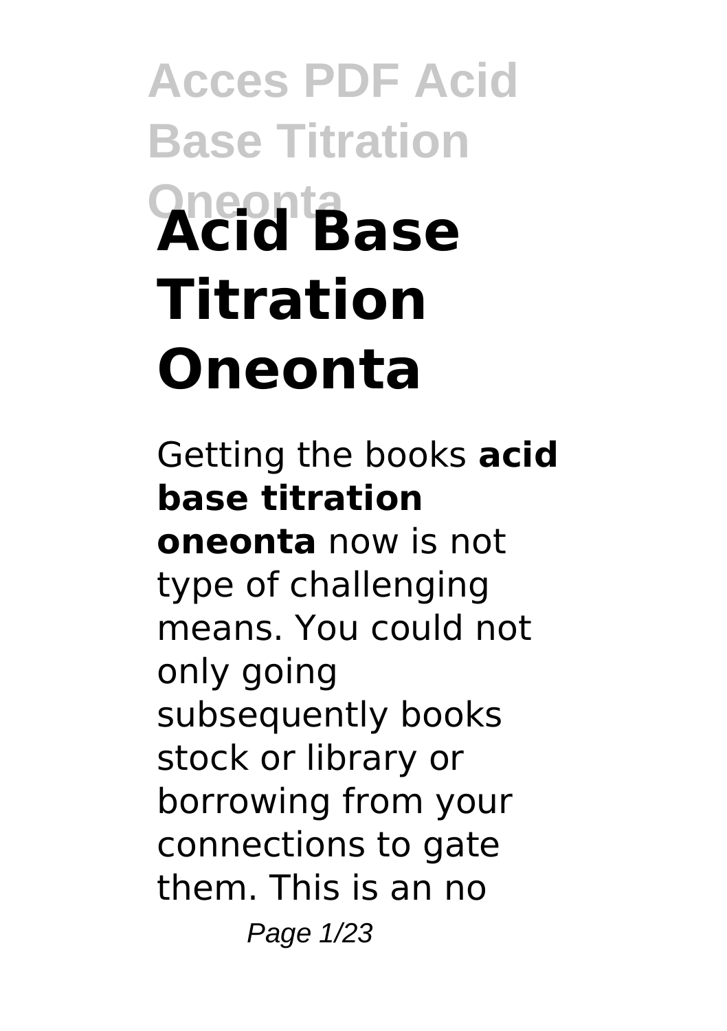# Acid Base Titration Oneonta

Getting the books **acid base titration oneonta** now is not type of challenging means. You could not only going subsequently books stock or library or borrowing from your connections to gate them. This is an no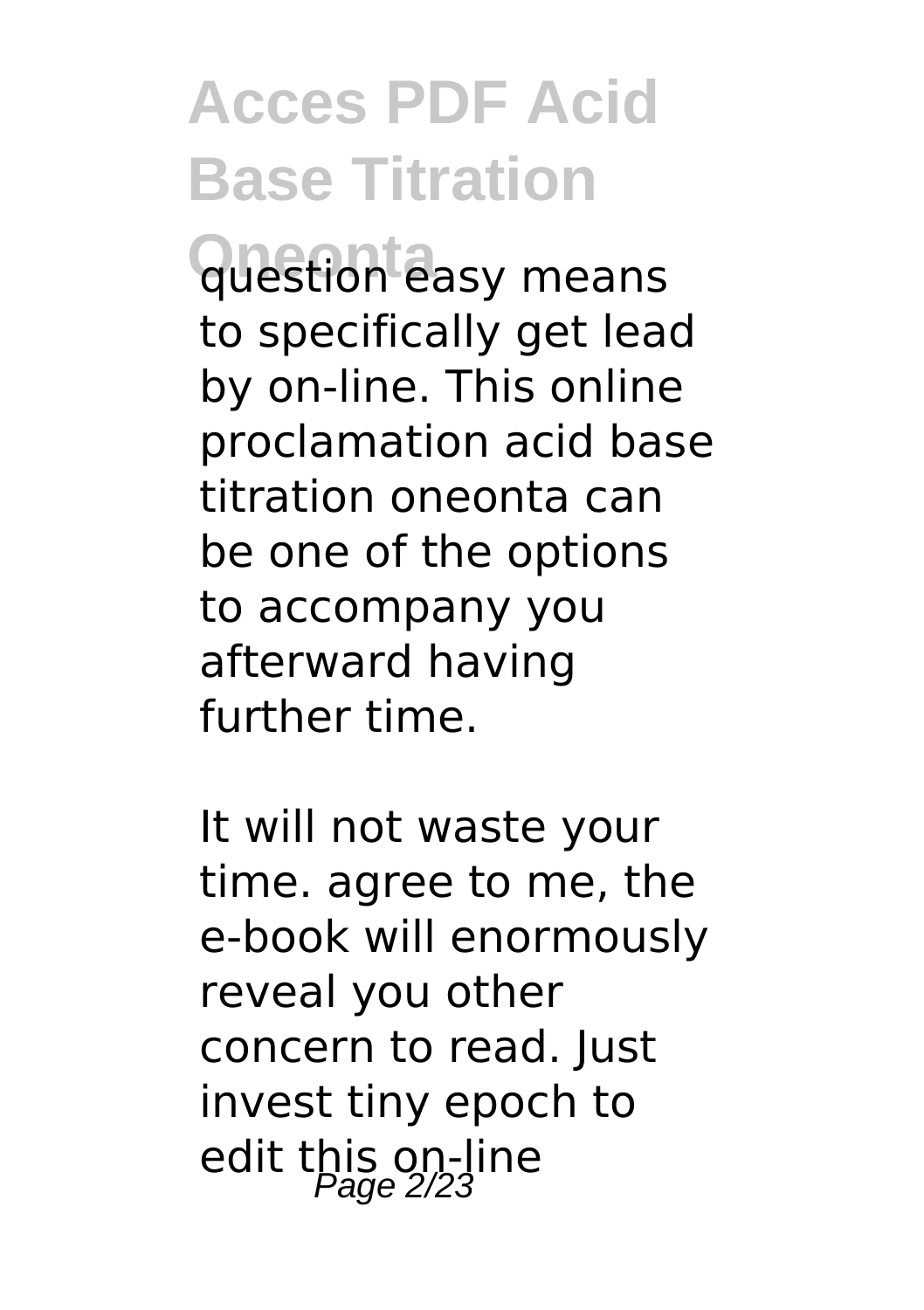question easy means to specifically get lead by on-line. This online proclamation acid base titration oneonta can be one of the options to accompany you afterward having further time.

It will not waste your time. agree to me, the e-book will enormously reveal you other concern to read. Just invest tiny epoch to edit this on-line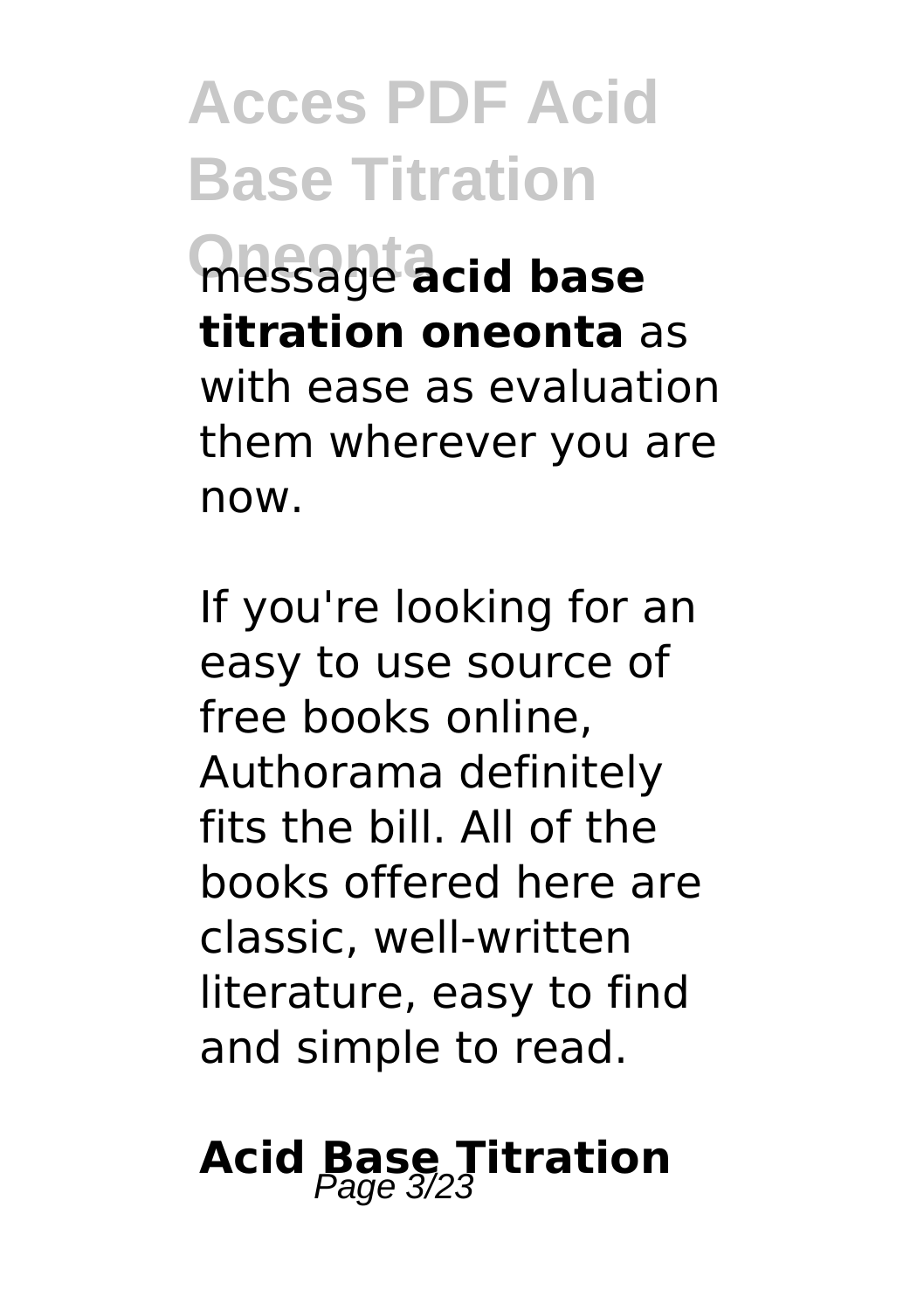message **acid base titration oneonta** as with ease as evaluation them wherever you are now.

If you're looking for an easy to use source of free books online, Authorama definitely fits the bill. All of the books offered here are classic, well-written literature, easy to find and simple to read.

## Acid Base Titration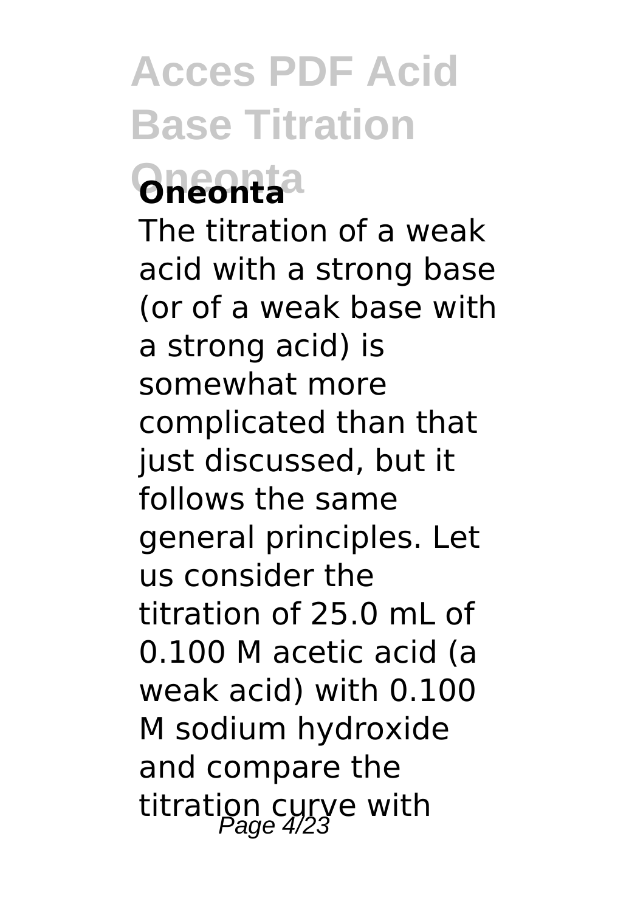**Oneonta**

The titration of a weak acid with a strong base (or of a weak base with a strong acid) is somewhat more complicated than that just discussed, but it follows the same general principles. Let us consider the titration of 25.0 mL of 0.100 M acetic acid (a weak acid) with 0.100 M sodium hydroxide and compare the titration curve with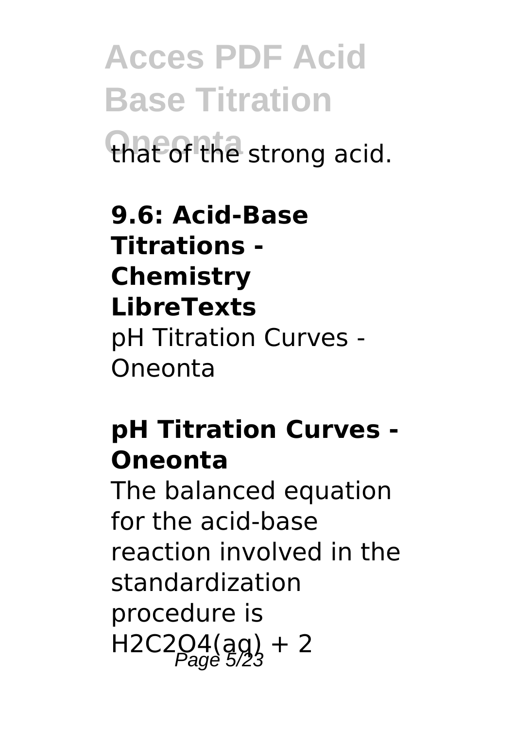that of the strong acid.

**9.6: Acid-Base Titrations - Chemistry LibreTexts**
pH Titration Curves - Oneonta

## pH Titration Curves - Oneonta

The balanced equation for the acid-base reaction involved in the standardization procedure is $H_2C_2O_4(aq)$ + 2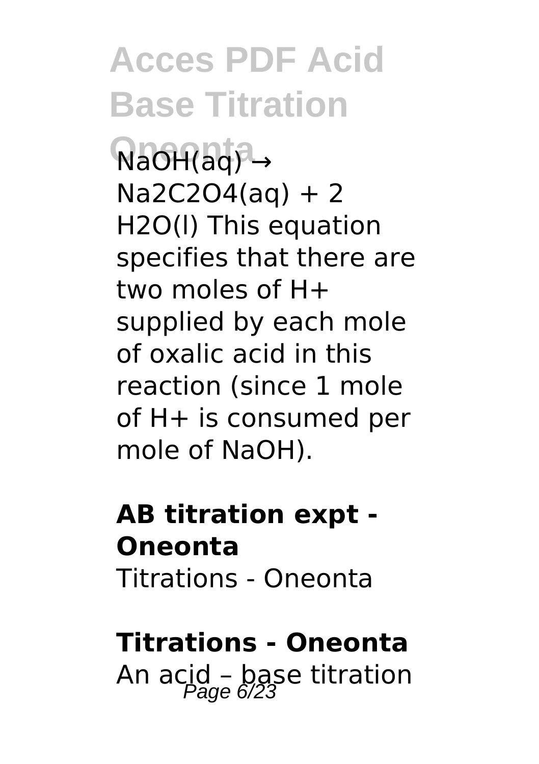$NaOH(aq) \rightarrow Na_2C_2O_4(aq) + 2\ H_2O(l)$ This equation specifies that there are two moles of $H^+$ supplied by each mole of oxalic acid in this reaction (since 1 mole of $H^+$ is consumed per mole of NaOH).

**AB titration expt - Oneonta**

Titrations - Oneonta

**Titrations - Oneonta**

An acid – base titration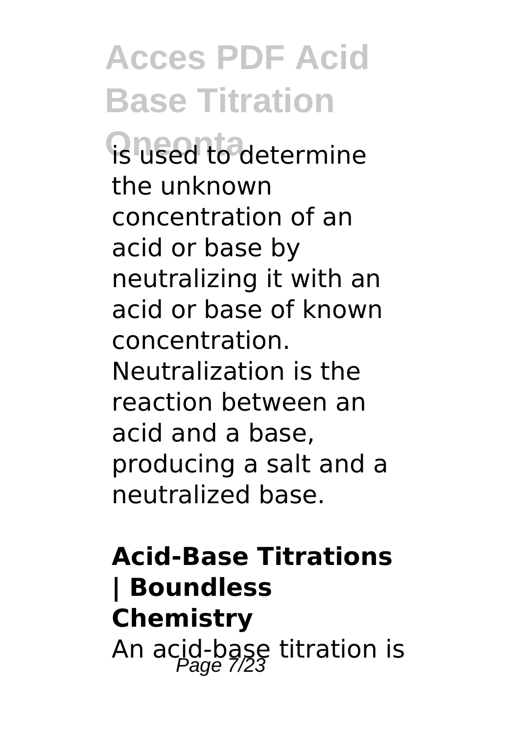is used to determine the unknown concentration of an acid or base by neutralizing it with an acid or base of known concentration. Neutralization is the reaction between an acid and a base, producing a salt and a neutralized base.

**Acid-Base Titrations | Boundless Chemistry**

An acid-base titration is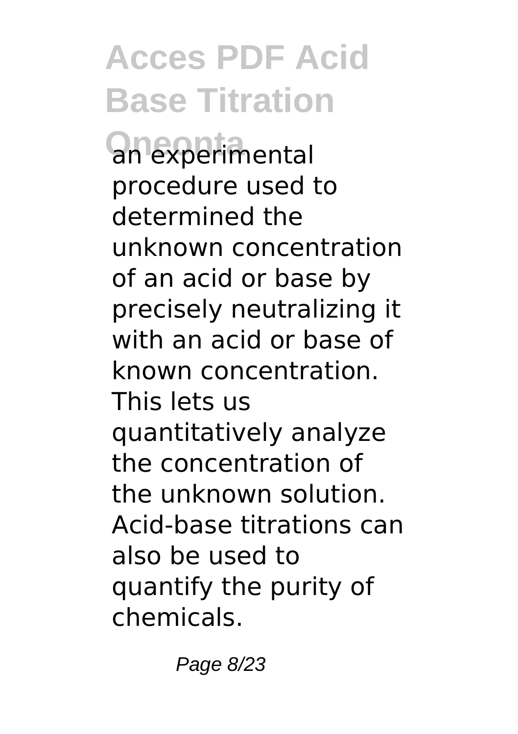an experimental procedure used to determined the unknown concentration of an acid or base by precisely neutralizing it with an acid or base of known concentration. This lets us quantitatively analyze the concentration of the unknown solution. Acid-base titrations can also be used to quantify the purity of chemicals.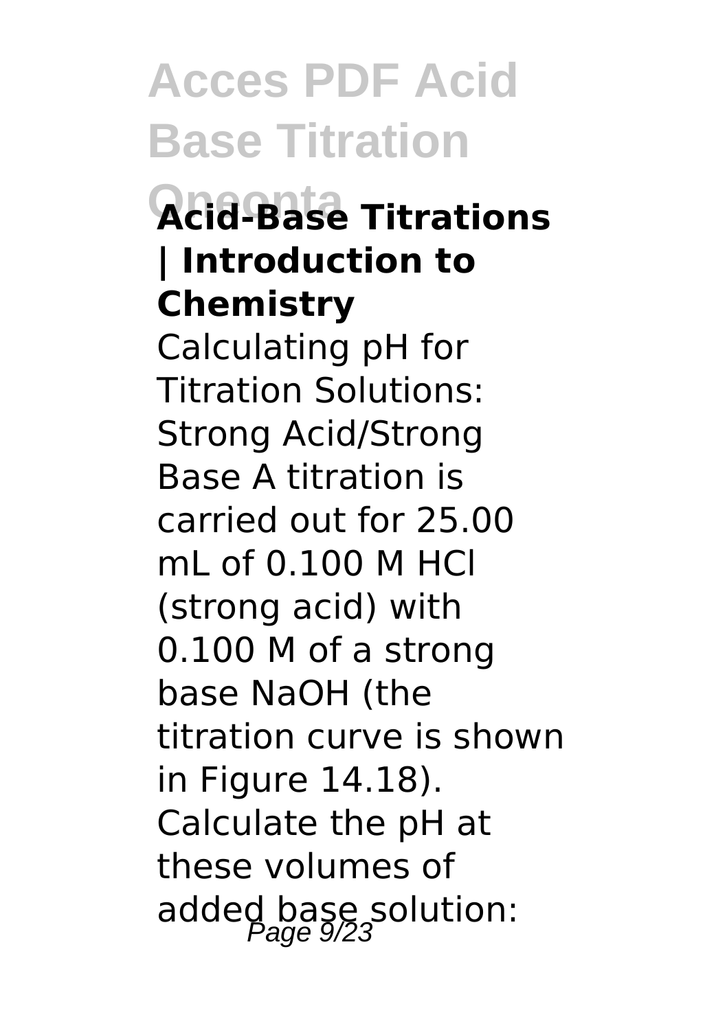## Acid-Base Titrations | Introduction to Chemistry

Calculating pH for Titration Solutions: Strong Acid/Strong Base A titration is carried out for 25.00 mL of 0.100 M HCl (strong acid) with 0.100 M of a strong base NaOH (the titration curve is shown in Figure 14.18). Calculate the pH at these volumes of added base solution: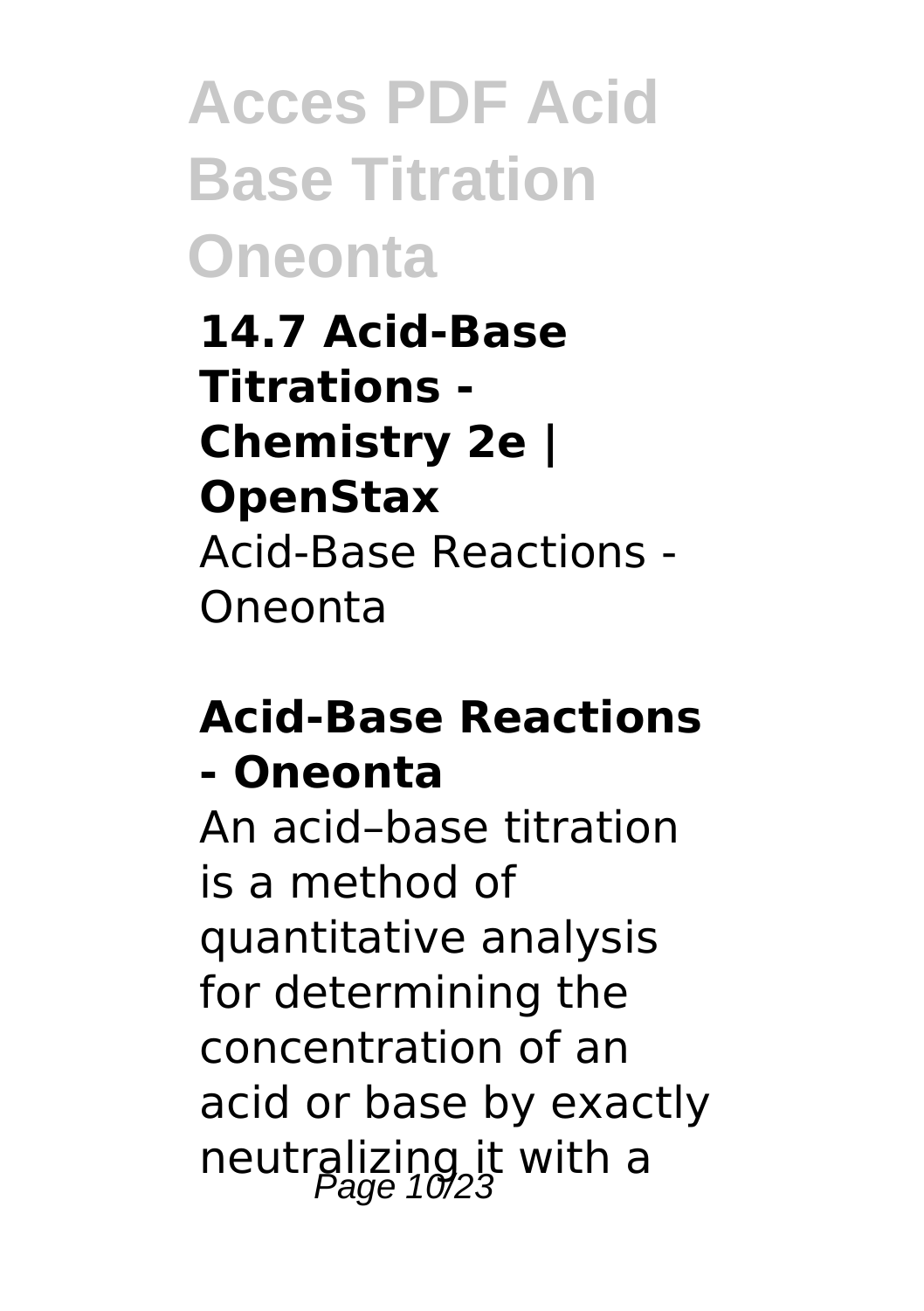**14.7 Acid-Base Titrations - Chemistry 2e | OpenStax**

Acid-Base Reactions - Oneonta

## Acid-Base Reactions - Oneonta

An acid–base titration is a method of quantitative analysis for determining the concentration of an acid or base by exactly neutralizing it with a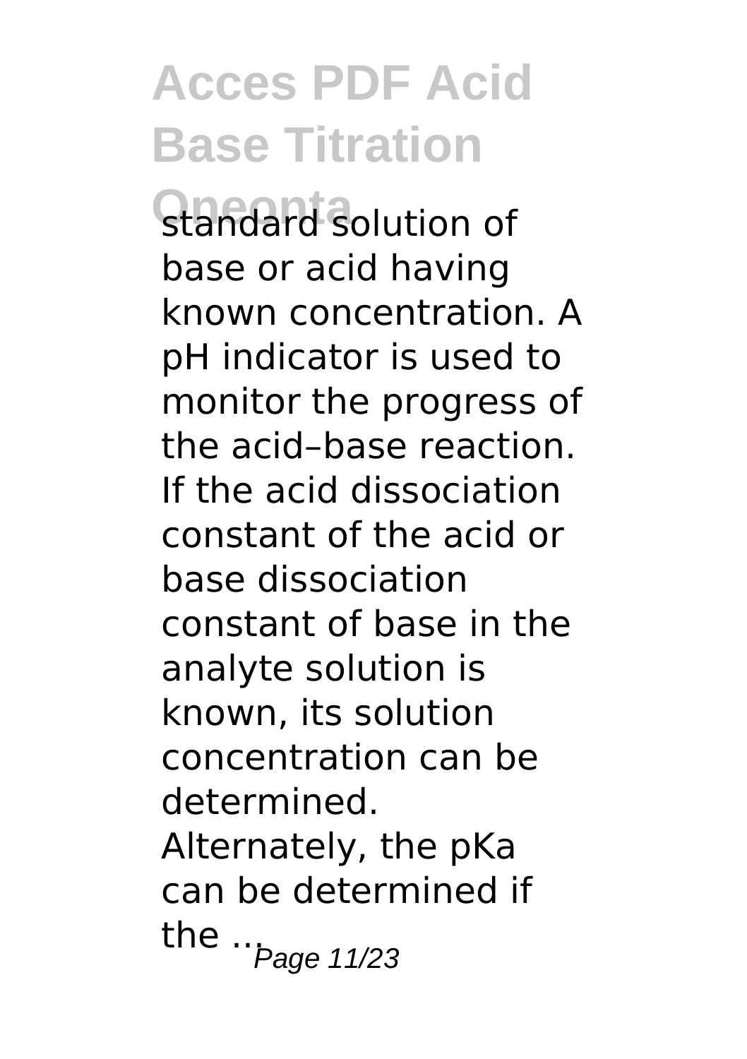standard solution of base or acid having known concentration. A pH indicator is used to monitor the progress of the acid–base reaction. If the acid dissociation constant of the acid or base dissociation constant of base in the analyte solution is known, its solution concentration can be determined. Alternately, the pKa can be determined if the ...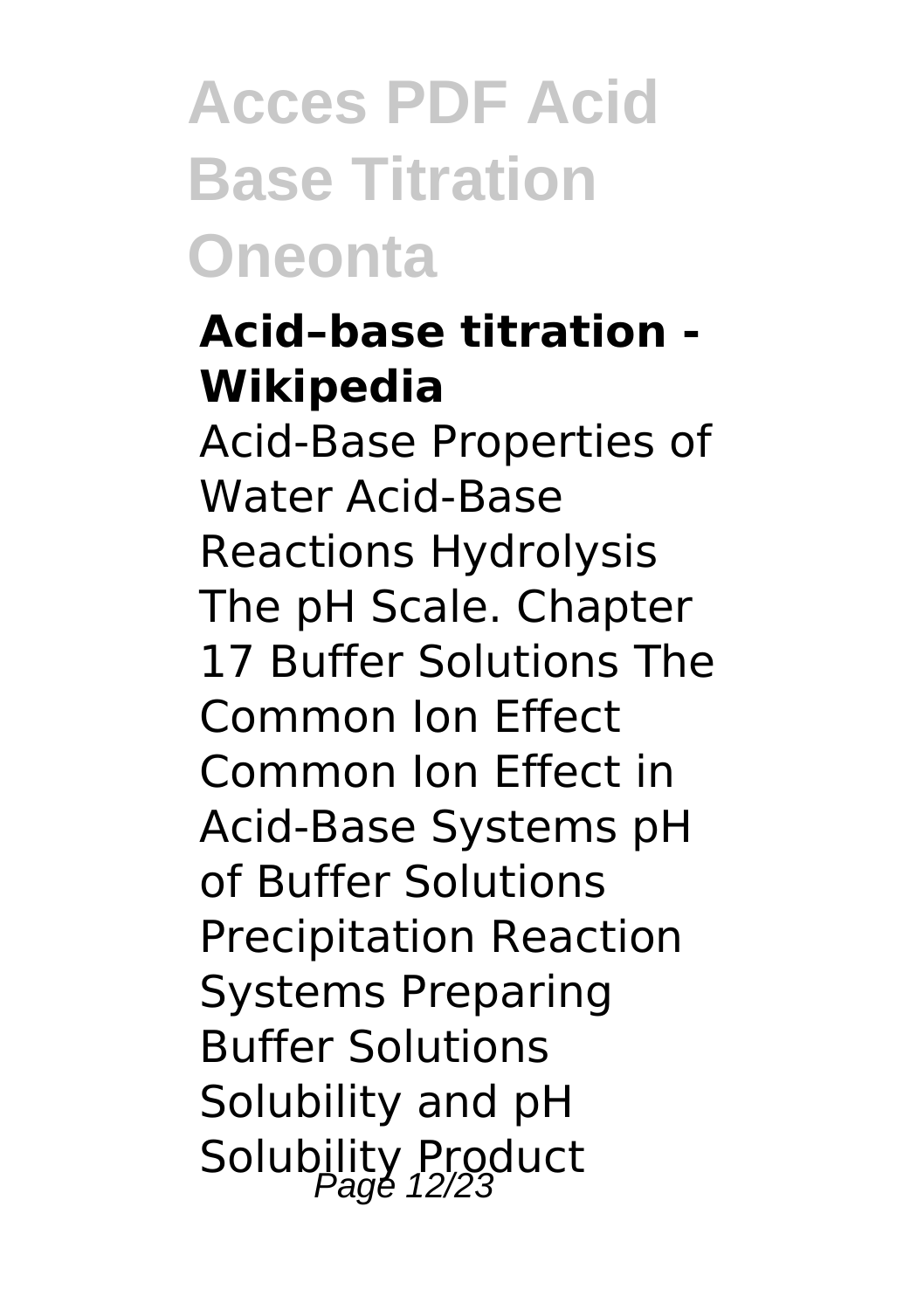**Acid–base titration - Wikipedia**

Acid-Base Properties of Water Acid-Base Reactions Hydrolysis The pH Scale. Chapter 17 Buffer Solutions The Common Ion Effect Common Ion Effect in Acid-Base Systems pH of Buffer Solutions Precipitation Reaction Systems Preparing Buffer Solutions Solubility and pH Solubility Product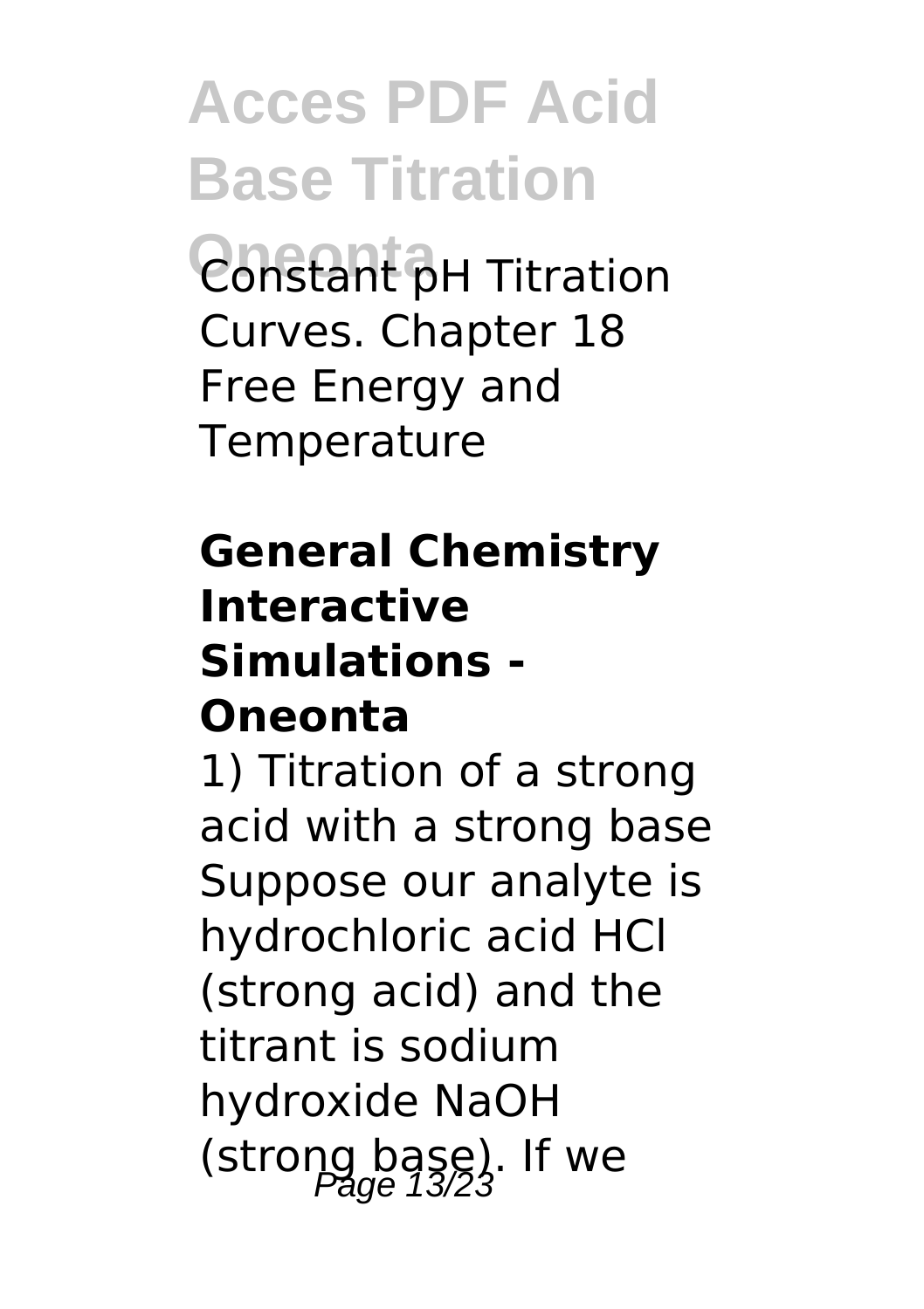Constant pH Titration Curves. Chapter 18 Free Energy and Temperature

**General Chemistry Interactive Simulations - Oneonta**

1) Titration of a strong acid with a strong base Suppose our analyte is hydrochloric acid HCl (strong acid) and the titrant is sodium hydroxide NaOH (strong base). If we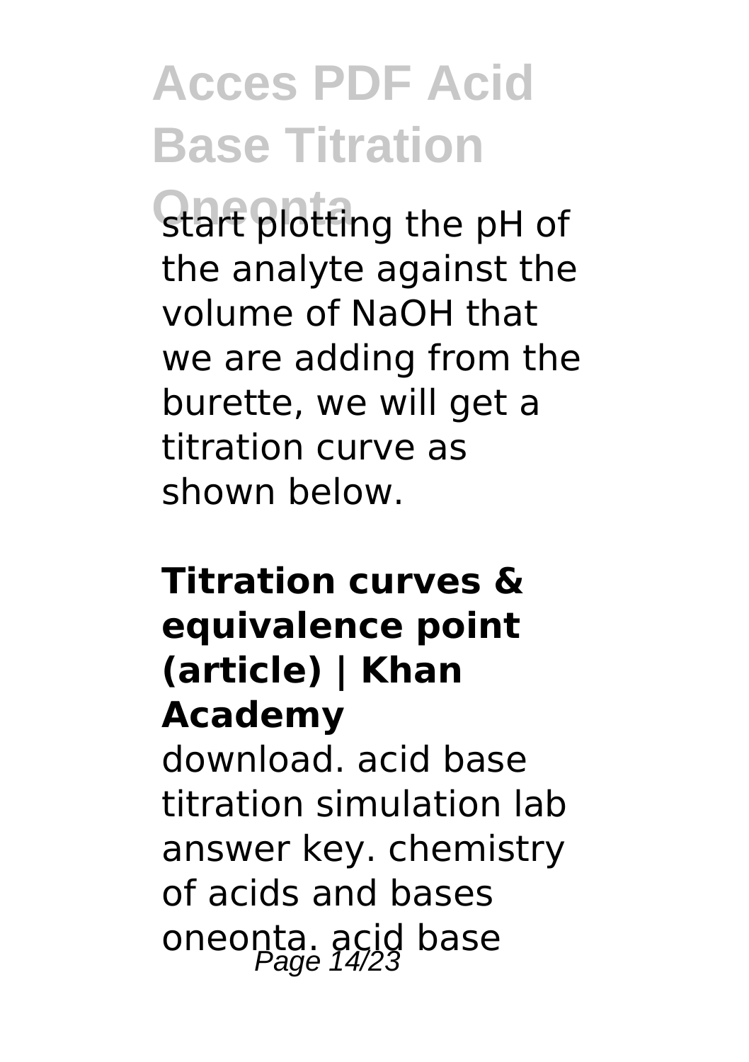start plotting the pH of the analyte against the volume of NaOH that we are adding from the burette, we will get a titration curve as shown below.

**Titration curves & equivalence point (article) | Khan Academy**

download. acid base titration simulation lab answer key. chemistry of acids and bases oneonta. acid base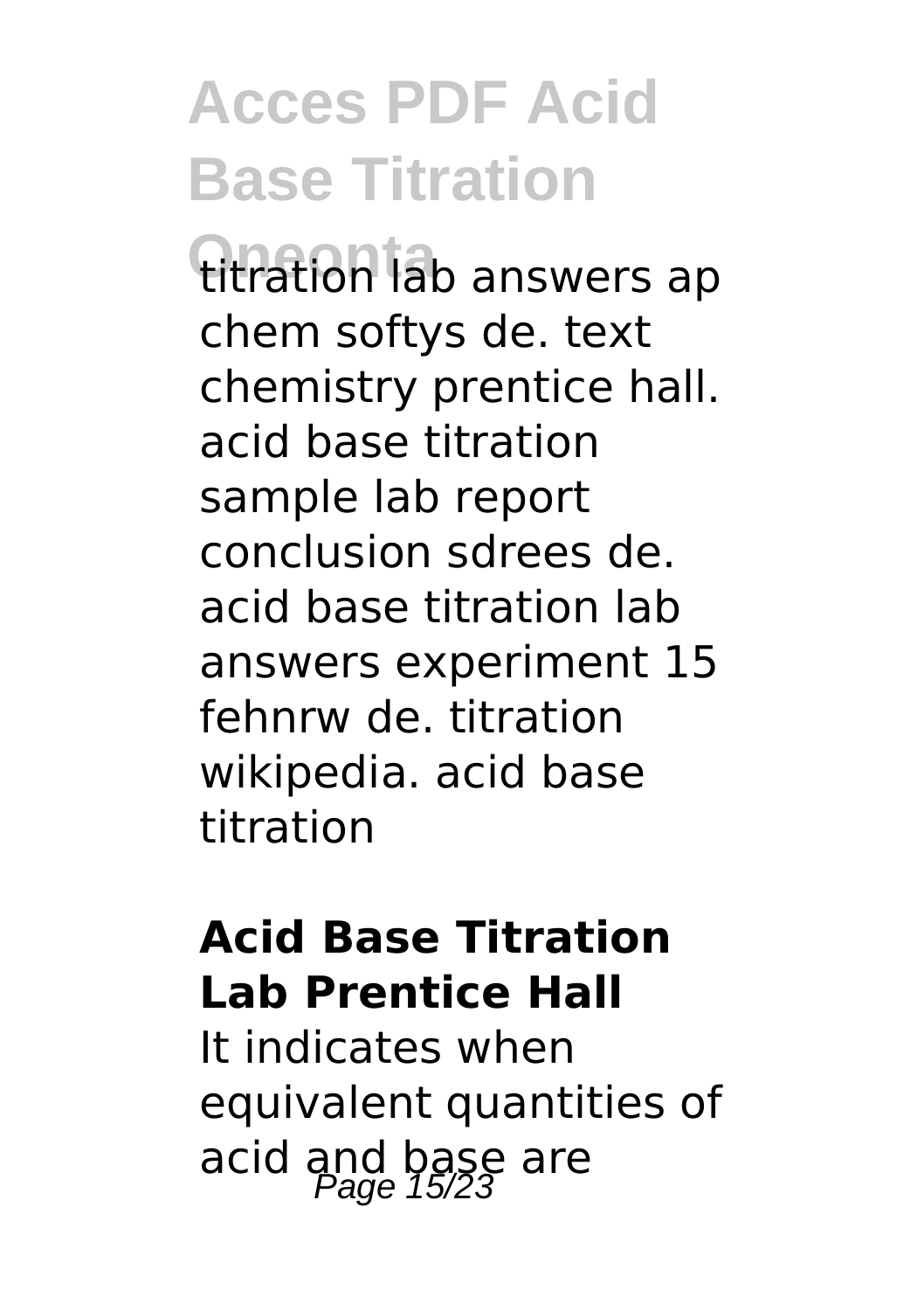titration lab answers ap chem softys de. text chemistry prentice hall. acid base titration sample lab report conclusion sdrees de. acid base titration lab answers experiment 15 fehnrw de. titration wikipedia. acid base titration

### Acid Base Titration Lab Prentice Hall

It indicates when equivalent quantities of acid and base are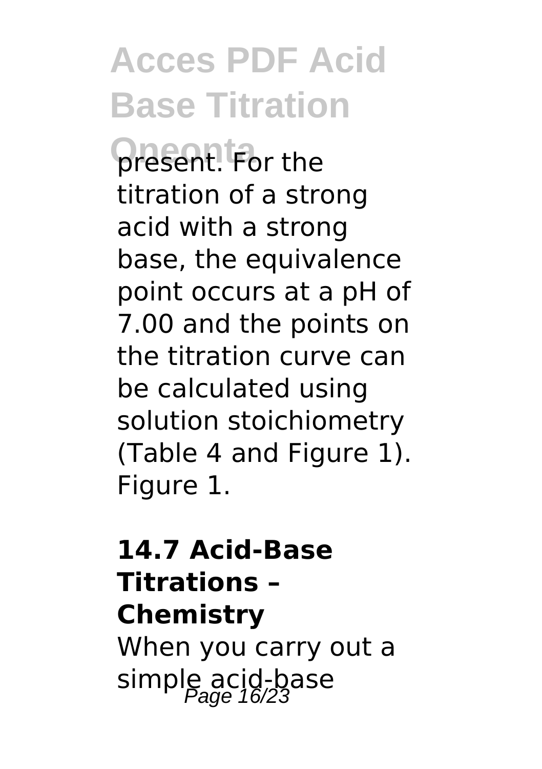present. For the titration of a strong acid with a strong base, the equivalence point occurs at a pH of 7.00 and the points on the titration curve can be calculated using solution stoichiometry (Table 4 and Figure 1). Figure 1.

### 14.7 Acid-Base Titrations – Chemistry

When you carry out a simple acid-base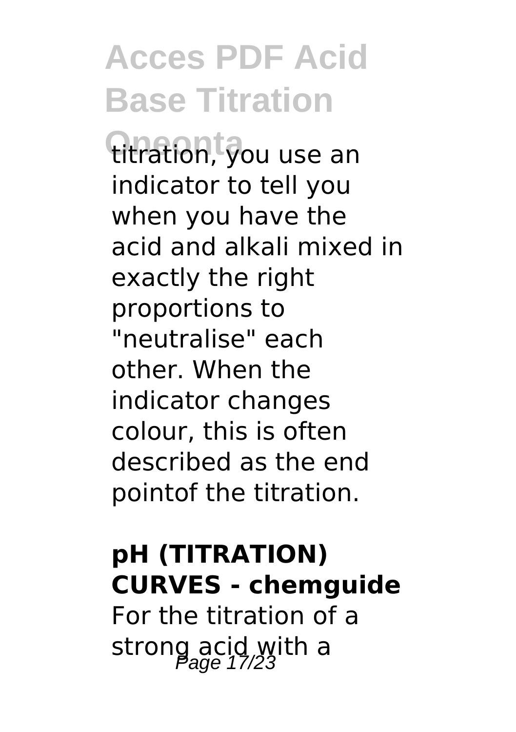titration, you use an indicator to tell you when you have the acid and alkali mixed in exactly the right proportions to "neutralise" each other. When the indicator changes colour, this is often described as the end pointof the titration.

**pH (TITRATION) CURVES - chemguide**

For the titration of a strong acid with a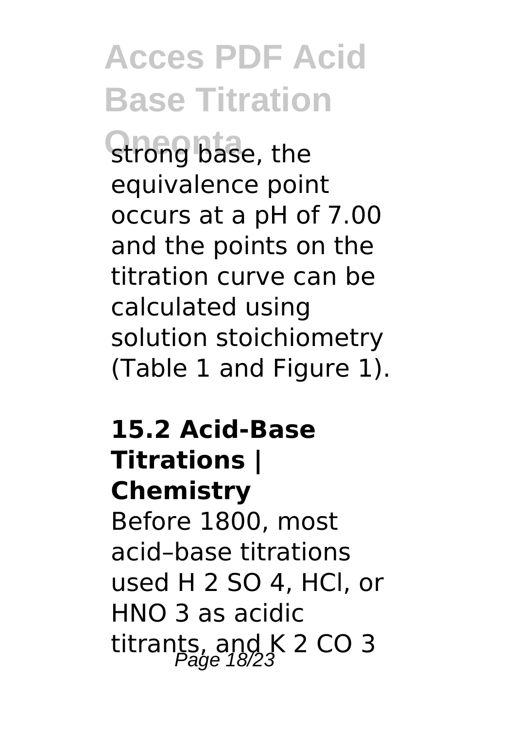strong base, the equivalence point occurs at a pH of 7.00 and the points on the titration curve can be calculated using solution stoichiometry (Table 1 and Figure 1).

## 15.2 Acid-Base Titrations | Chemistry

Before 1800, most acid–base titrations used $H_2SO_4$, HCl, or $HNO_3$ as acidic titrants, and $K_2CO_3$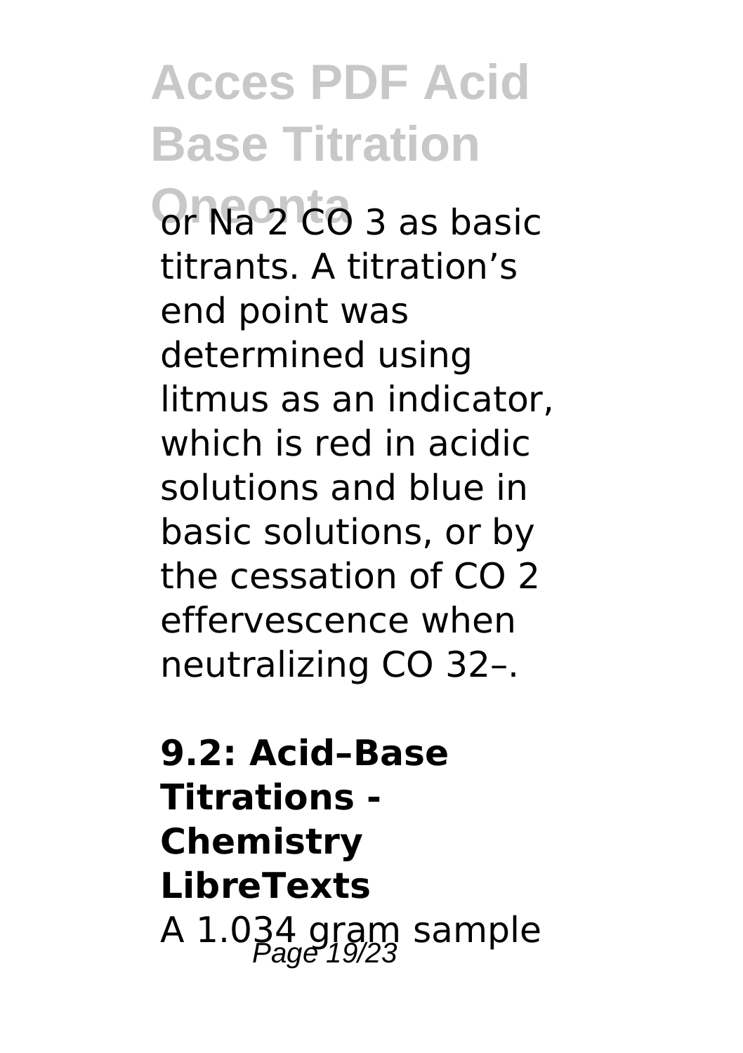or $Na_2CO_3$ as basic titrants. A titration's end point was determined using litmus as an indicator, which is red in acidic solutions and blue in basic solutions, or by the cessation of $CO_2$ effervescence when neutralizing $CO_3^{2-}$.

**9.2: Acid–Base Titrations - Chemistry LibreTexts**

A 1.034 gram sample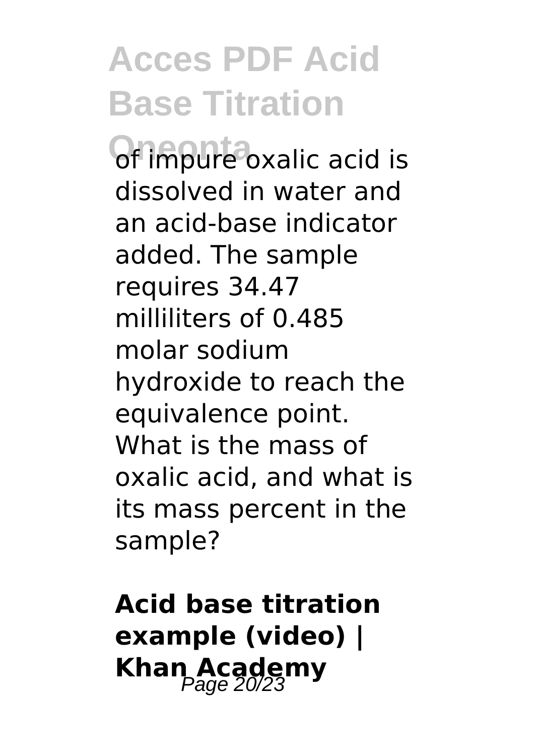of impure oxalic acid is dissolved in water and an acid-base indicator added. The sample requires 34.47 milliliters of 0.485 molar sodium hydroxide to reach the equivalence point. What is the mass of oxalic acid, and what is its mass percent in the sample?

**Acid base titration example (video) | Khan Academy**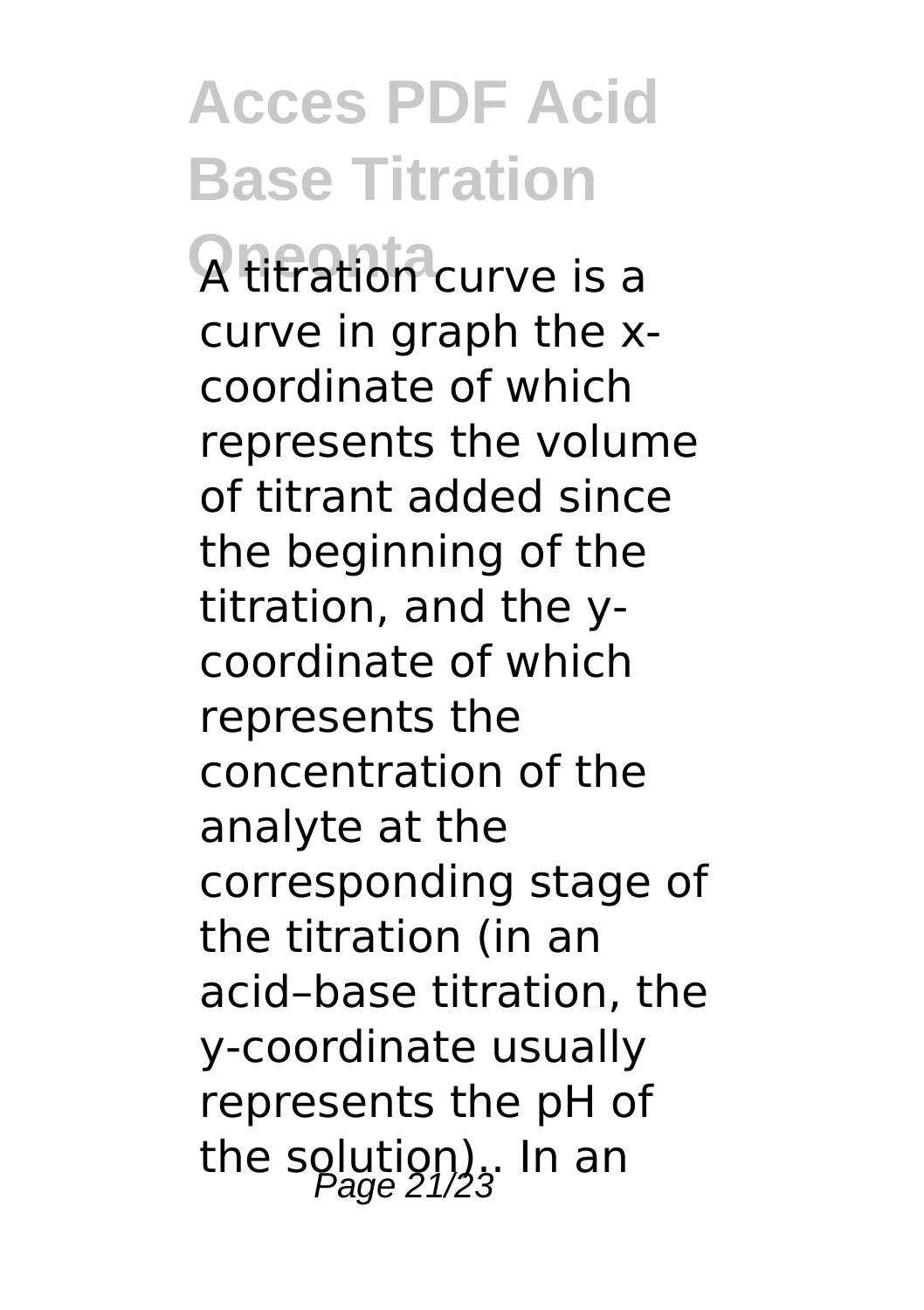A titration curve is a curve in graph the x-coordinate of which represents the volume of titrant added since the beginning of the titration, and the y-coordinate of which represents the concentration of the analyte at the corresponding stage of the titration (in an acid–base titration, the y-coordinate usually represents the pH of the solution).. In an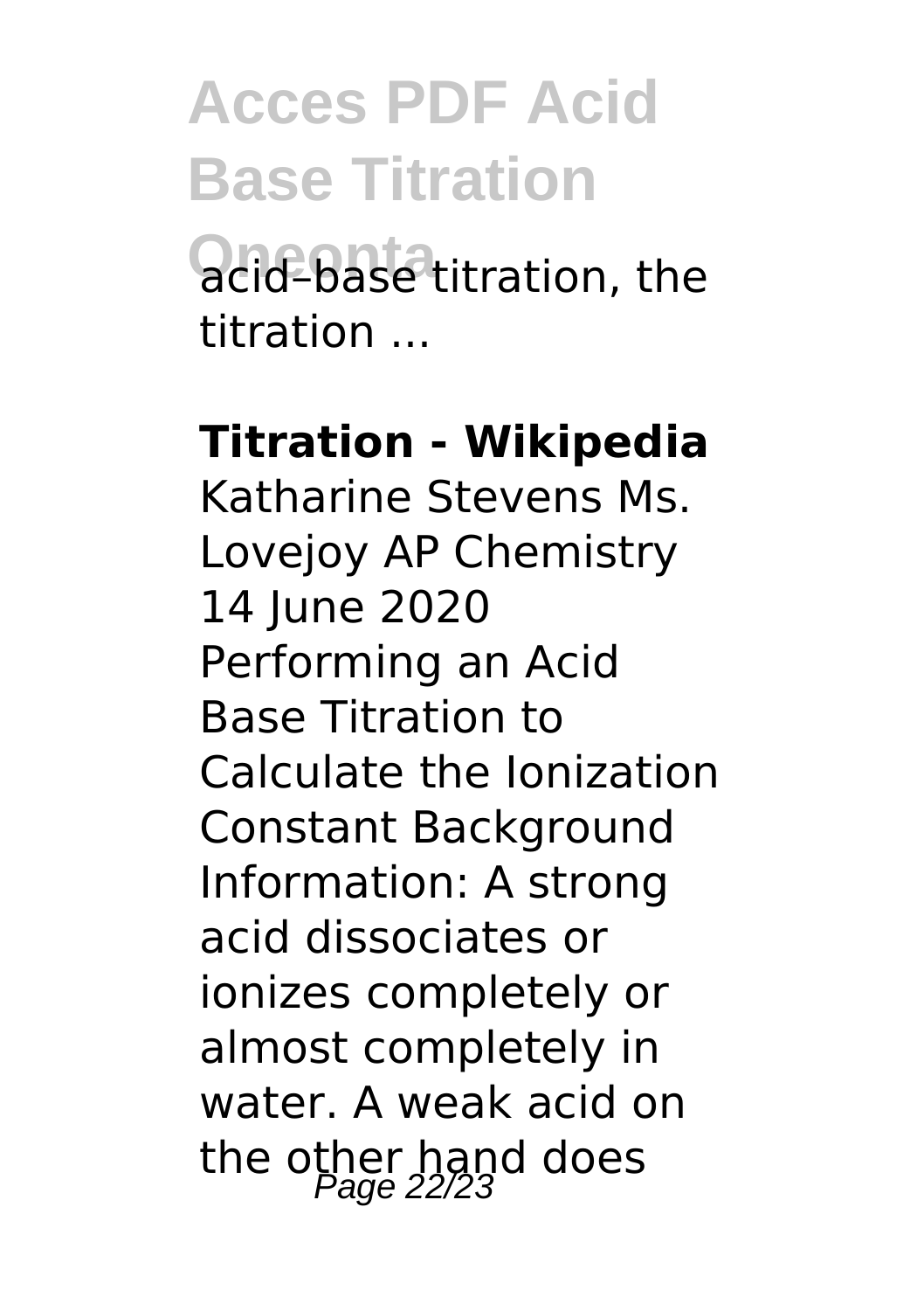acid–base titration, the titration ...

**Titration - Wikipedia**

Katharine Stevens Ms. Lovejoy AP Chemistry 14 June 2020 Performing an Acid Base Titration to Calculate the Ionization Constant Background Information: A strong acid dissociates or ionizes completely or almost completely in water. A weak acid on the other hand does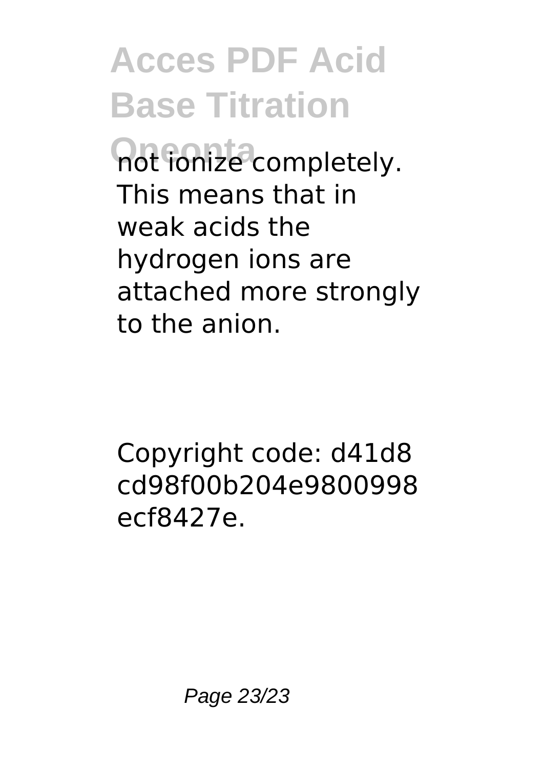not ionize completely. This means that in weak acids the hydrogen ions are attached more strongly to the anion.

Copyright code: d41d8cd98f00b204e9800998ecf8427e.